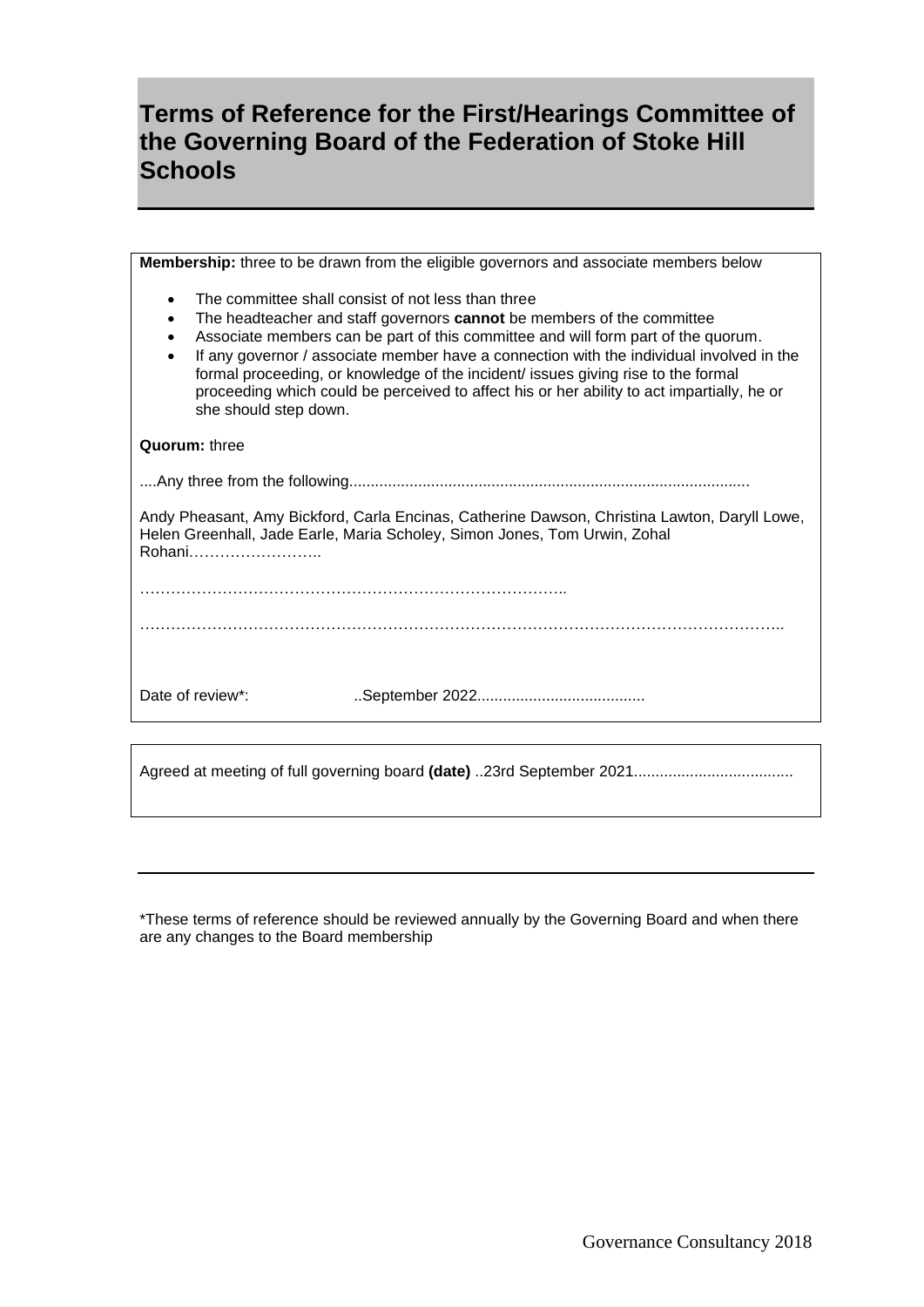# Terms of Reference for the First/Hearings Committee of the Governing Board of the Federation of Stoke Hill Schools

**Membership:** three to be drawn from the eligible governors and associate members below

- The committee shall consist of not less than three
- The headteacher and staff governors **cannot** be members of the committee
- Associate members can be part of this committee and will form part of the quorum.
- If any governor / associate member have a connection with the individual involved in the formal proceeding, or knowledge of the incident/ issues giving rise to the formal proceeding which could be perceived to affect his or her ability to act impartially, he or she should step down.

**Quorum:** three

....Any three from the following............................................................................................

Andy Pheasant, Amy Bickford, Carla Encinas, Catherine Dawson, Christina Lawton, Daryll Lowe, Helen Greenhall, Jade Earle, Maria Scholey, Simon Jones, Tom Urwin, Zohal Rohani……………………..

………………………………………………………………………..

……………………………………………………………………………………………………………..

Date of review*: ..September 2022.......................................

Agreed at meeting of full governing board **(date)** ..23rd September 2021....................................

---

*These terms of reference should be reviewed annually by the Governing Board and when there are any changes to the Board membership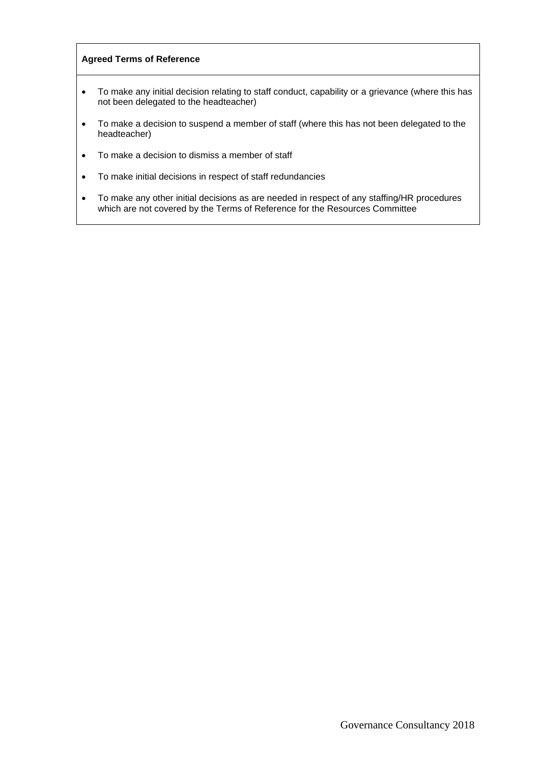**Agreed Terms of Reference**

- To make any initial decision relating to staff conduct, capability or a grievance (where this has not been delegated to the headteacher)
- To make a decision to suspend a member of staff (where this has not been delegated to the headteacher)
- To make a decision to dismiss a member of staff
- To make initial decisions in respect of staff redundancies
- To make any other initial decisions as are needed in respect of any staffing/HR procedures which are not covered by the Terms of Reference for the Resources Committee